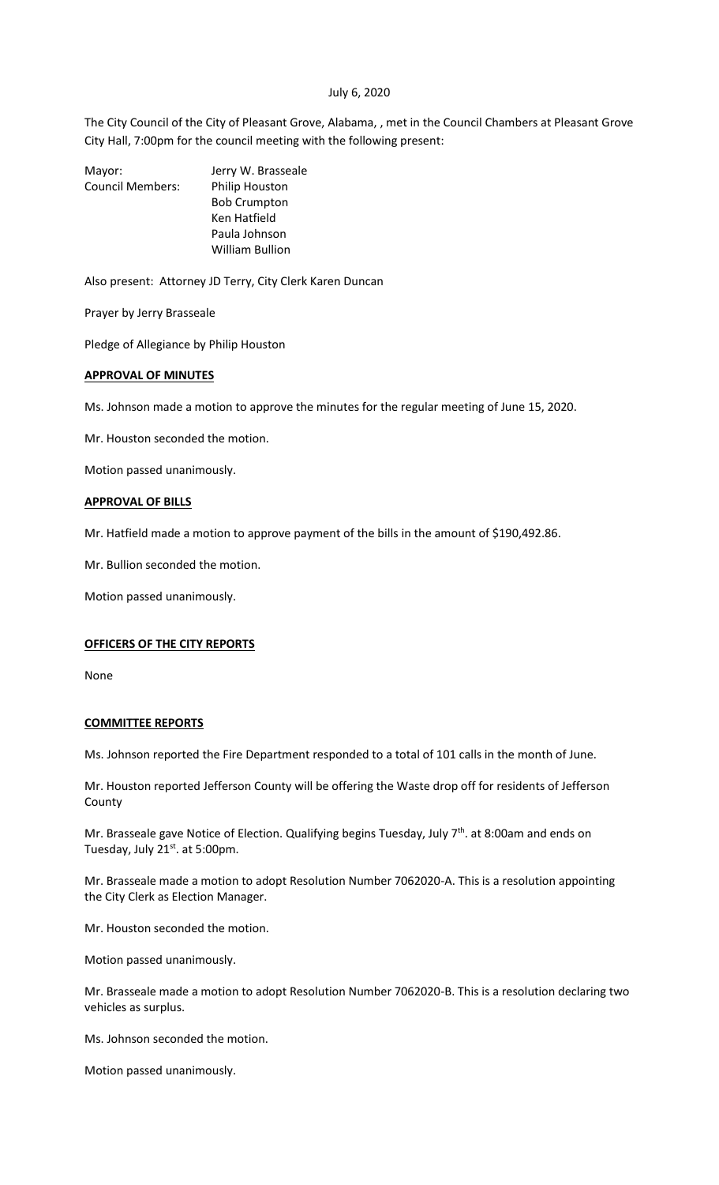July 6, 2020

The City Council of the City of Pleasant Grove, Alabama, , met in the Council Chambers at Pleasant Grove City Hall, 7:00pm for the council meeting with the following present:

Mayor: Jerry W. Brasseale
Council Members: Philip Houston
Bob Crumpton
Ken Hatfield
Paula Johnson
William Bullion

Also present: Attorney JD Terry, City Clerk Karen Duncan

Prayer by Jerry Brasseale

Pledge of Allegiance by Philip Houston

**APPROVAL OF MINUTES**

Ms. Johnson made a motion to approve the minutes for the regular meeting of June 15, 2020.

Mr. Houston seconded the motion.

Motion passed unanimously.

**APPROVAL OF BILLS**

Mr. Hatfield made a motion to approve payment of the bills in the amount of $190,492.86.

Mr. Bullion seconded the motion.

Motion passed unanimously.

**OFFICERS OF THE CITY REPORTS**

None

**COMMITTEE REPORTS**

Ms. Johnson reported the Fire Department responded to a total of 101 calls in the month of June.

Mr. Houston reported Jefferson County will be offering the Waste drop off for residents of Jefferson County

Mr. Brasseale gave Notice of Election. Qualifying begins Tuesday, July 7th. at 8:00am and ends on Tuesday, July 21st. at 5:00pm.

Mr. Brasseale made a motion to adopt Resolution Number 7062020-A. This is a resolution appointing the City Clerk as Election Manager.

Mr. Houston seconded the motion.

Motion passed unanimously.

Mr. Brasseale made a motion to adopt Resolution Number 7062020-B. This is a resolution declaring two vehicles as surplus.

Ms. Johnson seconded the motion.

Motion passed unanimously.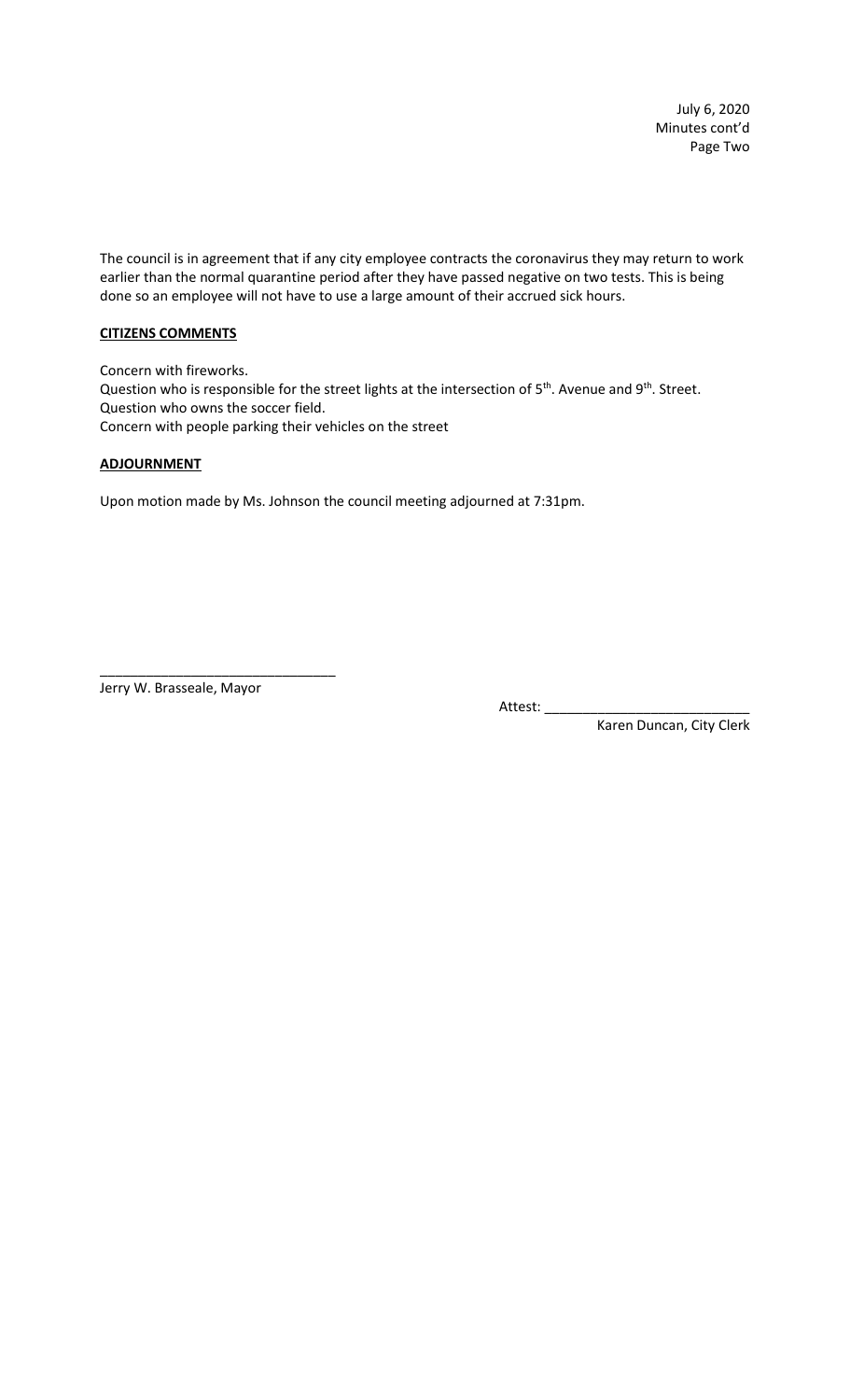The council is in agreement that if any city employee contracts the coronavirus they may return to work earlier than the normal quarantine period after they have passed negative on two tests. This is being done so an employee will not have to use a large amount of their accrued sick hours.

**CITIZENS COMMENTS**

Concern with fireworks.
Question who is responsible for the street lights at the intersection of 5th. Avenue and 9th. Street.
Question who owns the soccer field.
Concern with people parking their vehicles on the street

**ADJOURNMENT**

Upon motion made by Ms. Johnson the council meeting adjourned at 7:31pm.

______________________________
Jerry W. Brasseale, Mayor

Attest: ___________________________
Karen Duncan, City Clerk